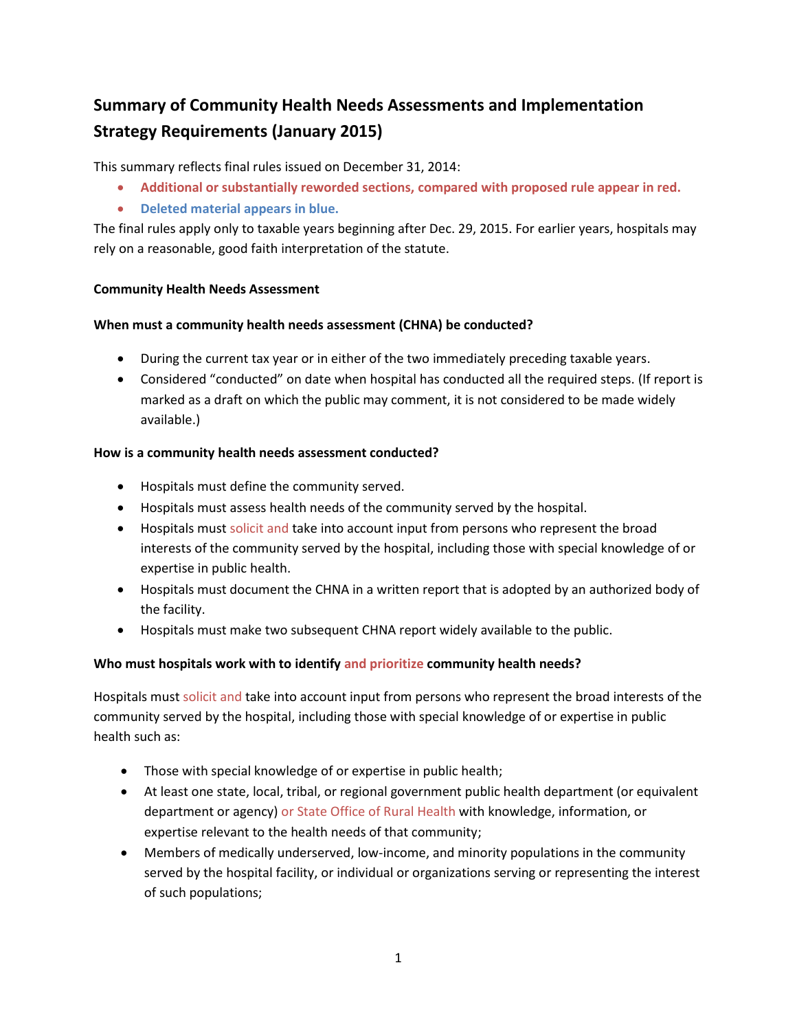## Summary of Community Health Needs Assessments and Implementation Strategy Requirements (January 2015)

This summary reflects final rules issued on December 31, 2014:

- **Additional or substantially reworded sections, compared with proposed rule appear in red.**
- **Deleted material appears in blue.**

The final rules apply only to taxable years beginning after Dec. 29, 2015. For earlier years, hospitals may rely on a reasonable, good faith interpretation of the statute.

**Community Health Needs Assessment**

**When must a community health needs assessment (CHNA) be conducted?**

- During the current tax year or in either of the two immediately preceding taxable years.
- Considered "conducted" on date when hospital has conducted all the required steps. (If report is marked as a draft on which the public may comment, it is not considered to be made widely available.)

**How is a community health needs assessment conducted?**

- Hospitals must define the community served.
- Hospitals must assess health needs of the community served by the hospital.
- Hospitals must solicit and take into account input from persons who represent the broad interests of the community served by the hospital, including those with special knowledge of or expertise in public health.
- Hospitals must document the CHNA in a written report that is adopted by an authorized body of the facility.
- Hospitals must make two subsequent CHNA report widely available to the public.

**Who must hospitals work with to identify and prioritize community health needs?**

Hospitals must solicit and take into account input from persons who represent the broad interests of the community served by the hospital, including those with special knowledge of or expertise in public health such as:

- Those with special knowledge of or expertise in public health;
- At least one state, local, tribal, or regional government public health department (or equivalent department or agency) or State Office of Rural Health with knowledge, information, or expertise relevant to the health needs of that community;
- Members of medically underserved, low-income, and minority populations in the community served by the hospital facility, or individual or organizations serving or representing the interest of such populations;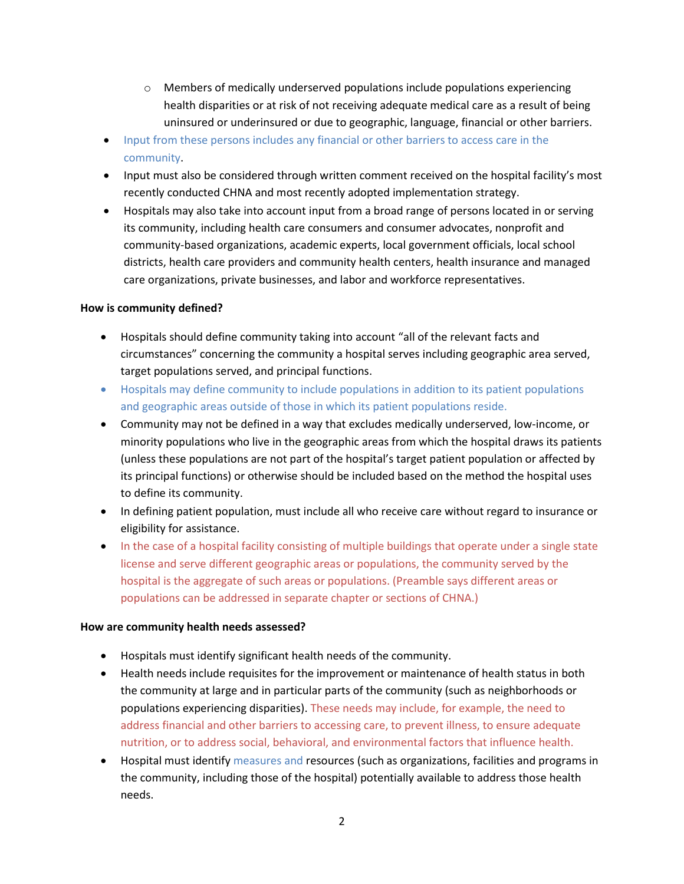- Members of medically underserved populations include populations experiencing health disparities or at risk of not receiving adequate medical care as a result of being uninsured or underinsured or due to geographic, language, financial or other barriers.

- Input from these persons includes any financial or other barriers to access care in the community.
- Input must also be considered through written comment received on the hospital facility's most recently conducted CHNA and most recently adopted implementation strategy.
- Hospitals may also take into account input from a broad range of persons located in or serving its community, including health care consumers and consumer advocates, nonprofit and community-based organizations, academic experts, local government officials, local school districts, health care providers and community health centers, health insurance and managed care organizations, private businesses, and labor and workforce representatives.

**How is community defined?**

- Hospitals should define community taking into account "all of the relevant facts and circumstances" concerning the community a hospital serves including geographic area served, target populations served, and principal functions.
- Hospitals may define community to include populations in addition to its patient populations and geographic areas outside of those in which its patient populations reside.
- Community may not be defined in a way that excludes medically underserved, low-income, or minority populations who live in the geographic areas from which the hospital draws its patients (unless these populations are not part of the hospital's target patient population or affected by its principal functions) or otherwise should be included based on the method the hospital uses to define its community.
- In defining patient population, must include all who receive care without regard to insurance or eligibility for assistance.
- In the case of a hospital facility consisting of multiple buildings that operate under a single state license and serve different geographic areas or populations, the community served by the hospital is the aggregate of such areas or populations. (Preamble says different areas or populations can be addressed in separate chapter or sections of CHNA.)

**How are community health needs assessed?**

- Hospitals must identify significant health needs of the community.
- Health needs include requisites for the improvement or maintenance of health status in both the community at large and in particular parts of the community (such as neighborhoods or populations experiencing disparities). These needs may include, for example, the need to address financial and other barriers to accessing care, to prevent illness, to ensure adequate nutrition, or to address social, behavioral, and environmental factors that influence health.
- Hospital must identify measures and resources (such as organizations, facilities and programs in the community, including those of the hospital) potentially available to address those health needs.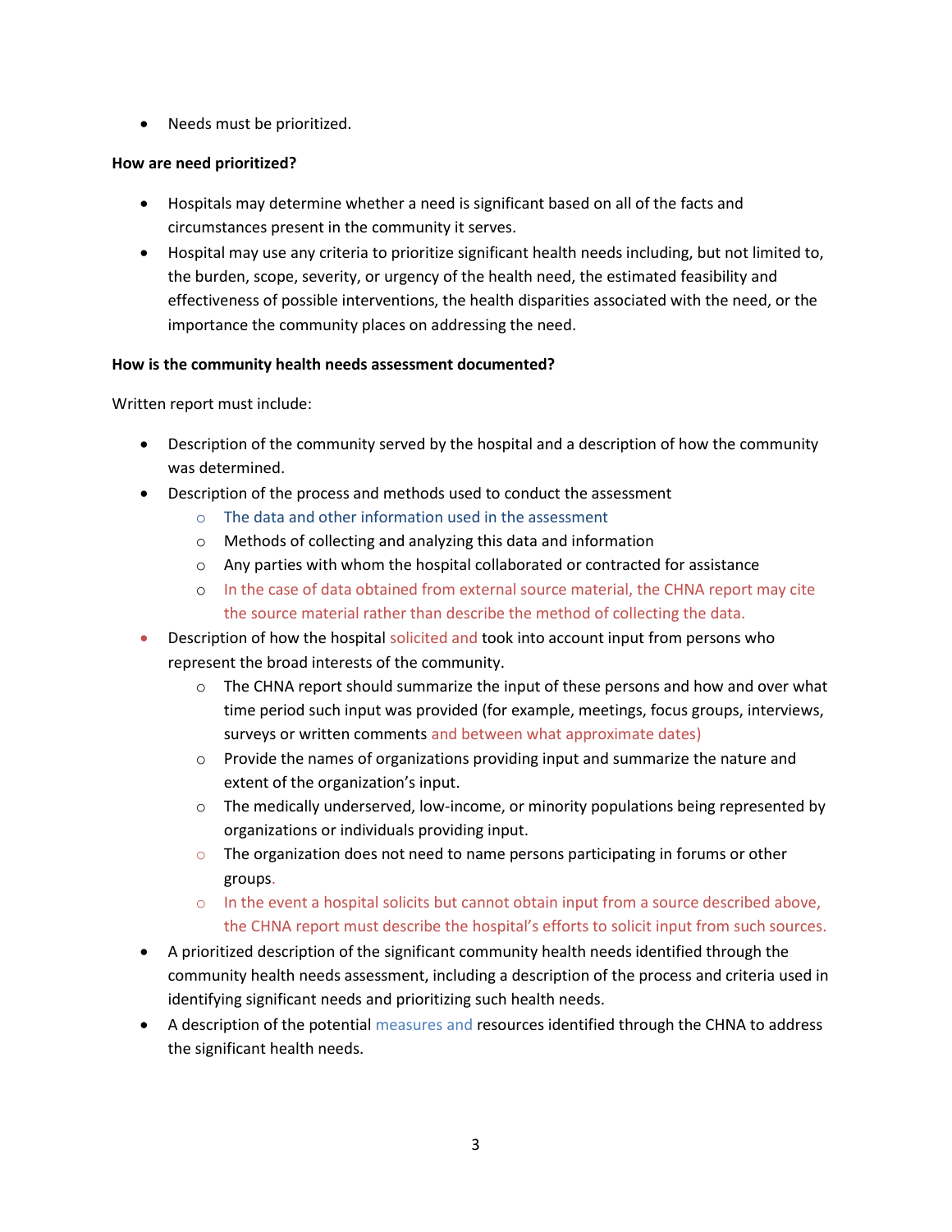- Needs must be prioritized.

**How are need prioritized?**

- Hospitals may determine whether a need is significant based on all of the facts and circumstances present in the community it serves.
- Hospital may use any criteria to prioritize significant health needs including, but not limited to, the burden, scope, severity, or urgency of the health need, the estimated feasibility and effectiveness of possible interventions, the health disparities associated with the need, or the importance the community places on addressing the need.

**How is the community health needs assessment documented?**

Written report must include:

- Description of the community served by the hospital and a description of how the community was determined.
- Description of the process and methods used to conduct the assessment
  - The data and other information used in the assessment
  - Methods of collecting and analyzing this data and information
  - Any parties with whom the hospital collaborated or contracted for assistance
  - In the case of data obtained from external source material, the CHNA report may cite the source material rather than describe the method of collecting the data.
- Description of how the hospital solicited and took into account input from persons who represent the broad interests of the community.
  - The CHNA report should summarize the input of these persons and how and over what time period such input was provided (for example, meetings, focus groups, interviews, surveys or written comments and between what approximate dates)
  - Provide the names of organizations providing input and summarize the nature and extent of the organization's input.
  - The medically underserved, low-income, or minority populations being represented by organizations or individuals providing input.
  - The organization does not need to name persons participating in forums or other groups.
  - In the event a hospital solicits but cannot obtain input from a source described above, the CHNA report must describe the hospital's efforts to solicit input from such sources.
- A prioritized description of the significant community health needs identified through the community health needs assessment, including a description of the process and criteria used in identifying significant needs and prioritizing such health needs.
- A description of the potential measures and resources identified through the CHNA to address the significant health needs.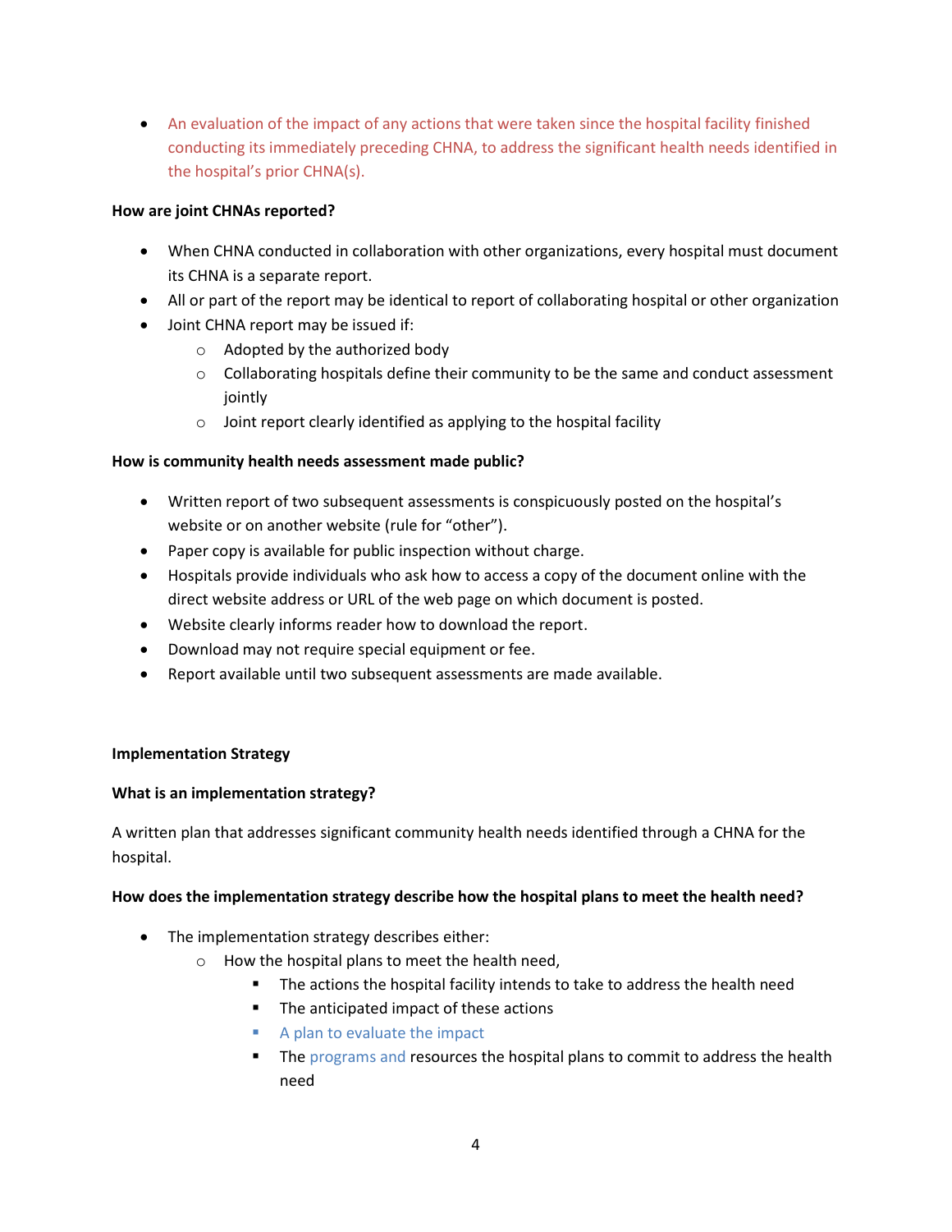- An evaluation of the impact of any actions that were taken since the hospital facility finished conducting its immediately preceding CHNA, to address the significant health needs identified in the hospital's prior CHNA(s).

**How are joint CHNAs reported?**

- When CHNA conducted in collaboration with other organizations, every hospital must document its CHNA is a separate report.
- All or part of the report may be identical to report of collaborating hospital or other organization
- Joint CHNA report may be issued if:
  - Adopted by the authorized body
  - Collaborating hospitals define their community to be the same and conduct assessment jointly
  - Joint report clearly identified as applying to the hospital facility

**How is community health needs assessment made public?**

- Written report of two subsequent assessments is conspicuously posted on the hospital's website or on another website (rule for "other").
- Paper copy is available for public inspection without charge.
- Hospitals provide individuals who ask how to access a copy of the document online with the direct website address or URL of the web page on which document is posted.
- Website clearly informs reader how to download the report.
- Download may not require special equipment or fee.
- Report available until two subsequent assessments are made available.

**Implementation Strategy**

**What is an implementation strategy?**

A written plan that addresses significant community health needs identified through a CHNA for the hospital.

**How does the implementation strategy describe how the hospital plans to meet the health need?**

- The implementation strategy describes either:
  - How the hospital plans to meet the health need,
    - The actions the hospital facility intends to take to address the health need
    - The anticipated impact of these actions
    - A plan to evaluate the impact
    - The programs and resources the hospital plans to commit to address the health need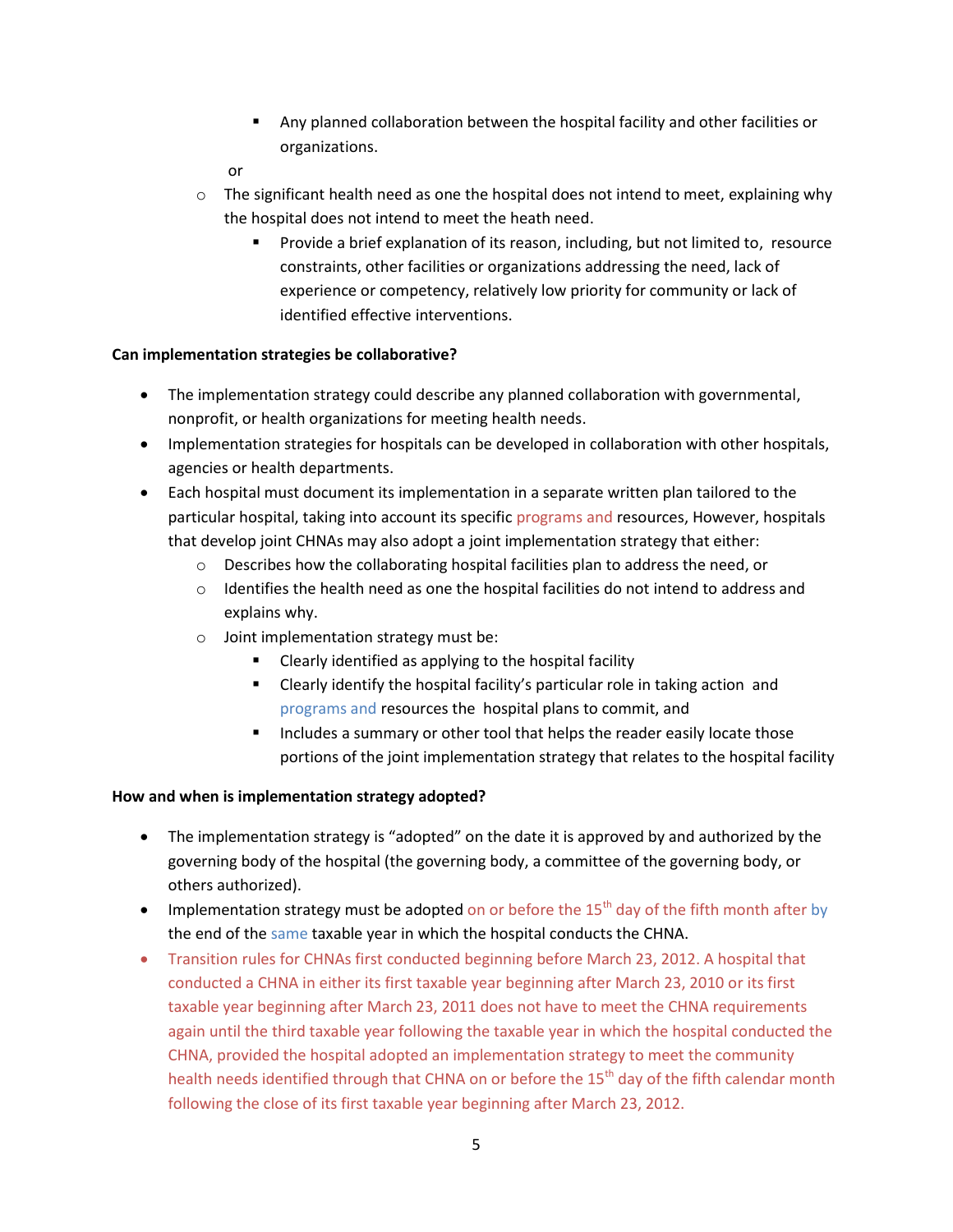- Any planned collaboration between the hospital facility and other facilities or organizations.

    or

    - The significant health need as one the hospital does not intend to meet, explaining why the hospital does not intend to meet the heath need.
        - Provide a brief explanation of its reason, including, but not limited to, resource constraints, other facilities or organizations addressing the need, lack of experience or competency, relatively low priority for community or lack of identified effective interventions.

**Can implementation strategies be collaborative?**

- The implementation strategy could describe any planned collaboration with governmental, nonprofit, or health organizations for meeting health needs.
- Implementation strategies for hospitals can be developed in collaboration with other hospitals, agencies or health departments.
- Each hospital must document its implementation in a separate written plan tailored to the particular hospital, taking into account its specific programs and resources, However, hospitals that develop joint CHNAs may also adopt a joint implementation strategy that either:
    - Describes how the collaborating hospital facilities plan to address the need, or
    - Identifies the health need as one the hospital facilities do not intend to address and explains why.
    - Joint implementation strategy must be:
        - Clearly identified as applying to the hospital facility
        - Clearly identify the hospital facility's particular role in taking action and programs and resources the hospital plans to commit, and
        - Includes a summary or other tool that helps the reader easily locate those portions of the joint implementation strategy that relates to the hospital facility

**How and when is implementation strategy adopted?**

- The implementation strategy is "adopted" on the date it is approved by and authorized by the governing body of the hospital (the governing body, a committee of the governing body, or others authorized).
- Implementation strategy must be adopted on or before the 15th day of the fifth month after by the end of the same taxable year in which the hospital conducts the CHNA.
- Transition rules for CHNAs first conducted beginning before March 23, 2012. A hospital that conducted a CHNA in either its first taxable year beginning after March 23, 2010 or its first taxable year beginning after March 23, 2011 does not have to meet the CHNA requirements again until the third taxable year following the taxable year in which the hospital conducted the CHNA, provided the hospital adopted an implementation strategy to meet the community health needs identified through that CHNA on or before the 15th day of the fifth calendar month following the close of its first taxable year beginning after March 23, 2012.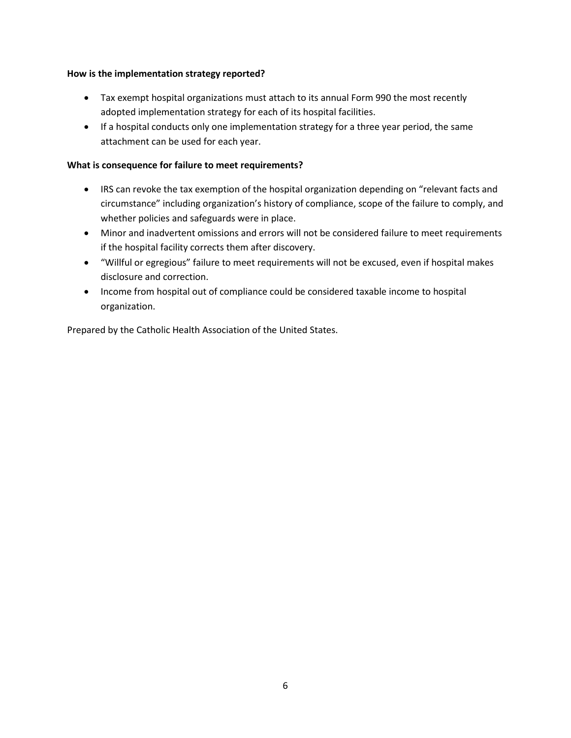**How is the implementation strategy reported?**

- Tax exempt hospital organizations must attach to its annual Form 990 the most recently adopted implementation strategy for each of its hospital facilities.
- If a hospital conducts only one implementation strategy for a three year period, the same attachment can be used for each year.

**What is consequence for failure to meet requirements?**

- IRS can revoke the tax exemption of the hospital organization depending on "relevant facts and circumstance" including organization's history of compliance, scope of the failure to comply, and whether policies and safeguards were in place.
- Minor and inadvertent omissions and errors will not be considered failure to meet requirements if the hospital facility corrects them after discovery.
- "Willful or egregious" failure to meet requirements will not be excused, even if hospital makes disclosure and correction.
- Income from hospital out of compliance could be considered taxable income to hospital organization.

Prepared by the Catholic Health Association of the United States.